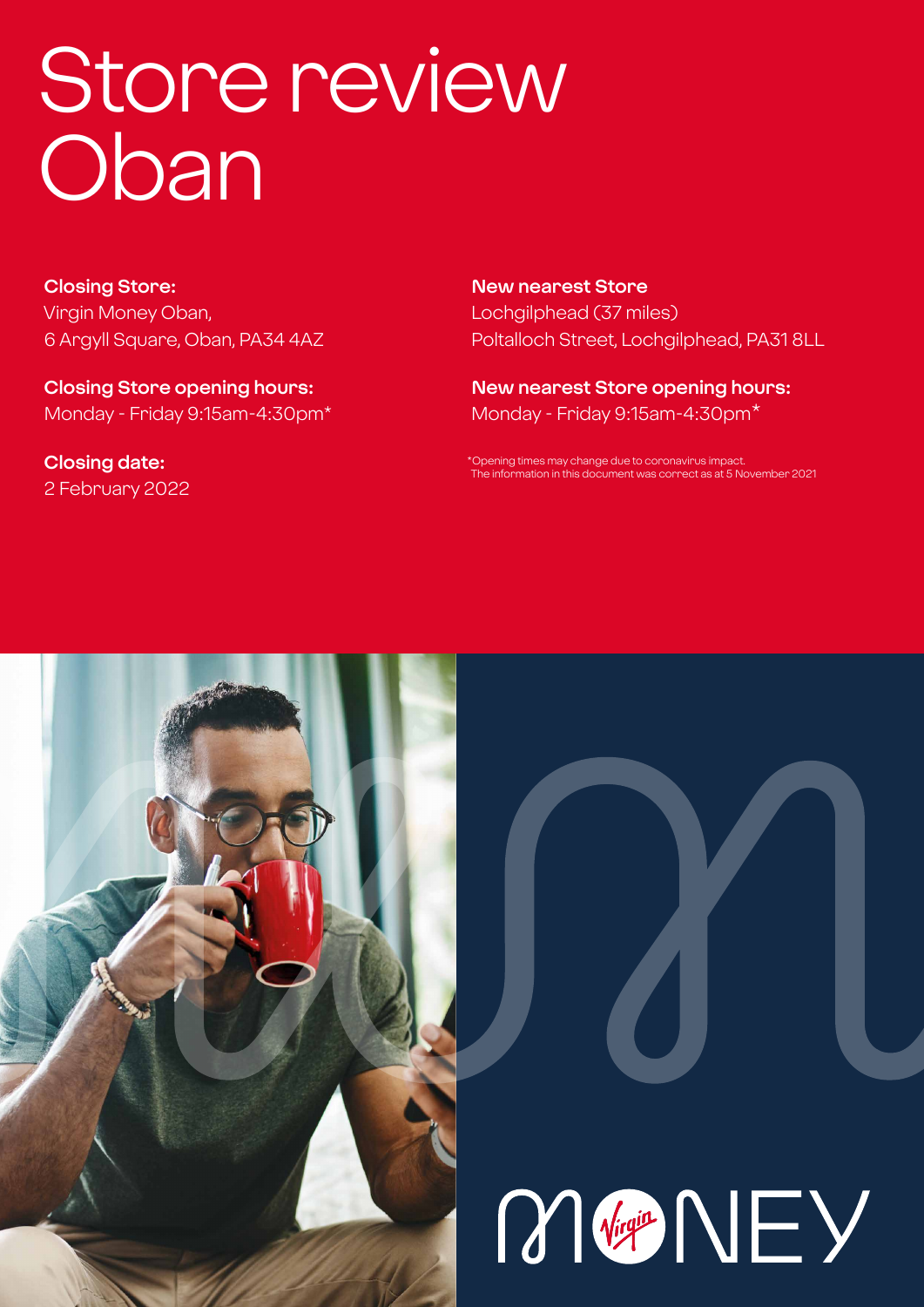# Store review Oban

**Closing Store:**
Virgin Money Oban,
6 Argyll Square, Oban, PA34 4AZ

**Closing Store opening hours:**
Monday - Friday 9:15am-4:30pm*

**Closing date:**
2 February 2022

**New nearest Store**
Lochgilphead (37 miles)
Poltalloch Street, Lochgilphead, PA31 8LL

**New nearest Store opening hours:**
Monday - Friday 9:15am-4:30pm*

*Opening times may change due to coronavirus impact.
The information in this document was correct as at 5 November 2021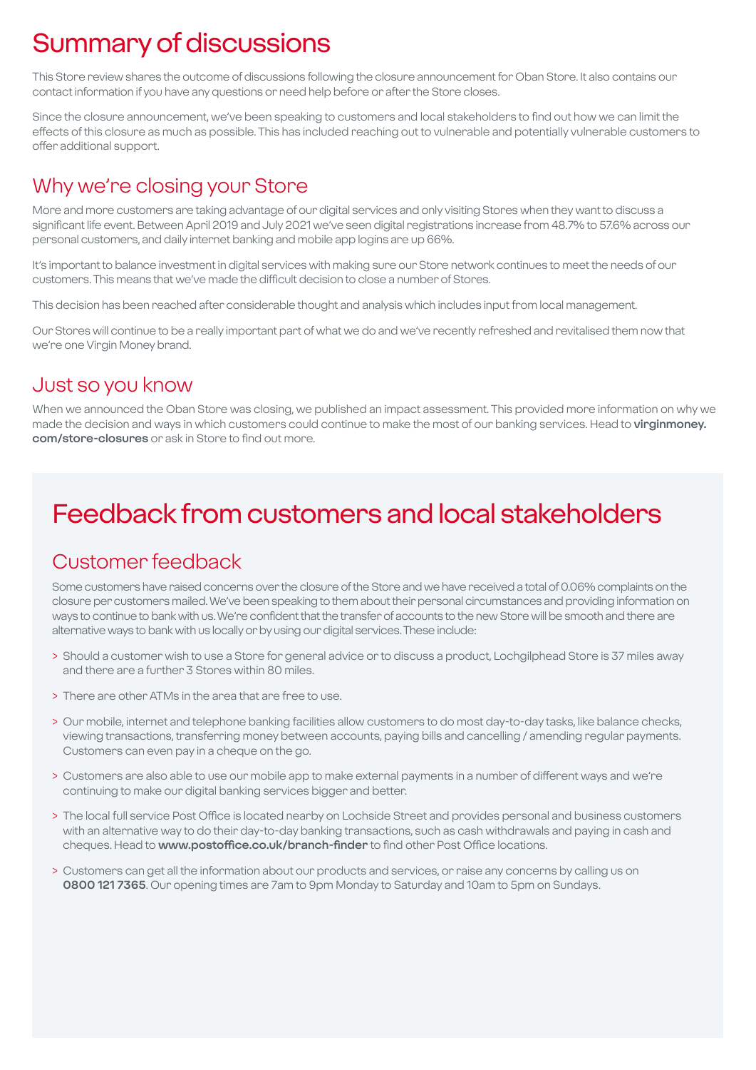# Summary of discussions

This Store review shares the outcome of discussions following the closure announcement for Oban Store. It also contains our contact information if you have any questions or need help before or after the Store closes.

Since the closure announcement, we've been speaking to customers and local stakeholders to find out how we can limit the effects of this closure as much as possible. This has included reaching out to vulnerable and potentially vulnerable customers to offer additional support.

## Why we're closing your Store

More and more customers are taking advantage of our digital services and only visiting Stores when they want to discuss a significant life event. Between April 2019 and July 2021 we've seen digital registrations increase from 48.7% to 57.6% across our personal customers, and daily internet banking and mobile app logins are up 66%.

It's important to balance investment in digital services with making sure our Store network continues to meet the needs of our customers. This means that we've made the difficult decision to close a number of Stores.

This decision has been reached after considerable thought and analysis which includes input from local management.

Our Stores will continue to be a really important part of what we do and we've recently refreshed and revitalised them now that we're one Virgin Money brand.

## Just so you know

When we announced the Oban Store was closing, we published an impact assessment. This provided more information on why we made the decision and ways in which customers could continue to make the most of our banking services. Head to **virginmoney.com/store-closures** or ask in Store to find out more.

# Feedback from customers and local stakeholders

## Customer feedback

Some customers have raised concerns over the closure of the Store and we have received a total of 0.06% complaints on the closure per customers mailed. We've been speaking to them about their personal circumstances and providing information on ways to continue to bank with us. We're confident that the transfer of accounts to the new Store will be smooth and there are alternative ways to bank with us locally or by using our digital services. These include:

> Should a customer wish to use a Store for general advice or to discuss a product, Lochgilphead Store is 37 miles away and there are a further 3 Stores within 80 miles.

> There are other ATMs in the area that are free to use.

> Our mobile, internet and telephone banking facilities allow customers to do most day-to-day tasks, like balance checks, viewing transactions, transferring money between accounts, paying bills and cancelling / amending regular payments. Customers can even pay in a cheque on the go.

> Customers are also able to use our mobile app to make external payments in a number of different ways and we're continuing to make our digital banking services bigger and better.

> The local full service Post Office is located nearby on Lochside Street and provides personal and business customers with an alternative way to do their day-to-day banking transactions, such as cash withdrawals and paying in cash and cheques. Head to **www.postoffice.co.uk/branch-finder** to find other Post Office locations.

> Customers can get all the information about our products and services, or raise any concerns by calling us on **0800 121 7365**. Our opening times are 7am to 9pm Monday to Saturday and 10am to 5pm on Sundays.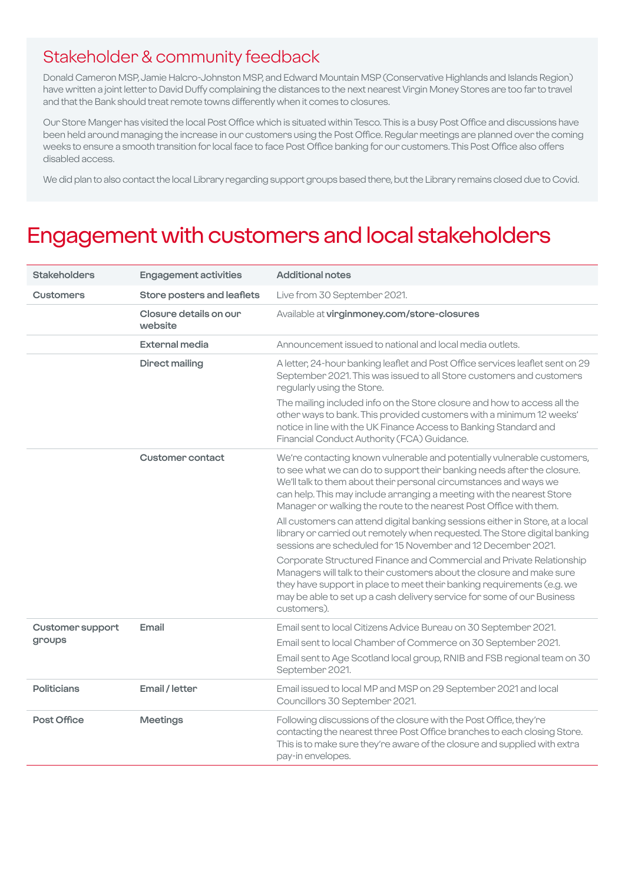## Stakeholder & community feedback

Donald Cameron MSP, Jamie Halcro-Johnston MSP, and Edward Mountain MSP (Conservative Highlands and Islands Region) have written a joint letter to David Duffy complaining the distances to the next nearest Virgin Money Stores are too far to travel and that the Bank should treat remote towns differently when it comes to closures.

Our Store Manger has visited the local Post Office which is situated within Tesco. This is a busy Post Office and discussions have been held around managing the increase in our customers using the Post Office. Regular meetings are planned over the coming weeks to ensure a smooth transition for local face to face Post Office banking for our customers. This Post Office also offers disabled access.

We did plan to also contact the local Library regarding support groups based there, but the Library remains closed due to Covid.

# Engagement with customers and local stakeholders

| Stakeholders | Engagement activities | Additional notes |
|---|---|---|
| Customers | Store posters and leaflets | Live from 30 September 2021. |
| | Closure details on our website | Available at **virginmoney.com/store-closures** |
| | External media | Announcement issued to national and local media outlets. |
| | Direct mailing | A letter, 24-hour banking leaflet and Post Office services leaflet sent on 29 September 2021. This was issued to all Store customers and customers regularly using the Store.<br><br>The mailing included info on the Store closure and how to access all the other ways to bank. This provided customers with a minimum 12 weeks' notice in line with the UK Finance Access to Banking Standard and Financial Conduct Authority (FCA) Guidance. |
| | Customer contact | We're contacting known vulnerable and potentially vulnerable customers, to see what we can do to support their banking needs after the closure. We'll talk to them about their personal circumstances and ways we can help. This may include arranging a meeting with the nearest Store Manager or walking the route to the nearest Post Office with them.<br><br>All customers can attend digital banking sessions either in Store, at a local library or carried out remotely when requested. The Store digital banking sessions are scheduled for 15 November and 12 December 2021.<br><br>Corporate Structured Finance and Commercial and Private Relationship Managers will talk to their customers about the closure and make sure they have support in place to meet their banking requirements (e.g. we may be able to set up a cash delivery service for some of our Business customers). |
| Customer support groups | Email | Email sent to local Citizens Advice Bureau on 30 September 2021.<br><br>Email sent to local Chamber of Commerce on 30 September 2021.<br><br>Email sent to Age Scotland local group, RNIB and FSB regional team on 30 September 2021. |
| Politicians | Email / letter | Email issued to local MP and MSP on 29 September 2021 and local Councillors 30 September 2021. |
| Post Office | Meetings | Following discussions of the closure with the Post Office, they're contacting the nearest three Post Office branches to each closing Store. This is to make sure they're aware of the closure and supplied with extra pay-in envelopes. |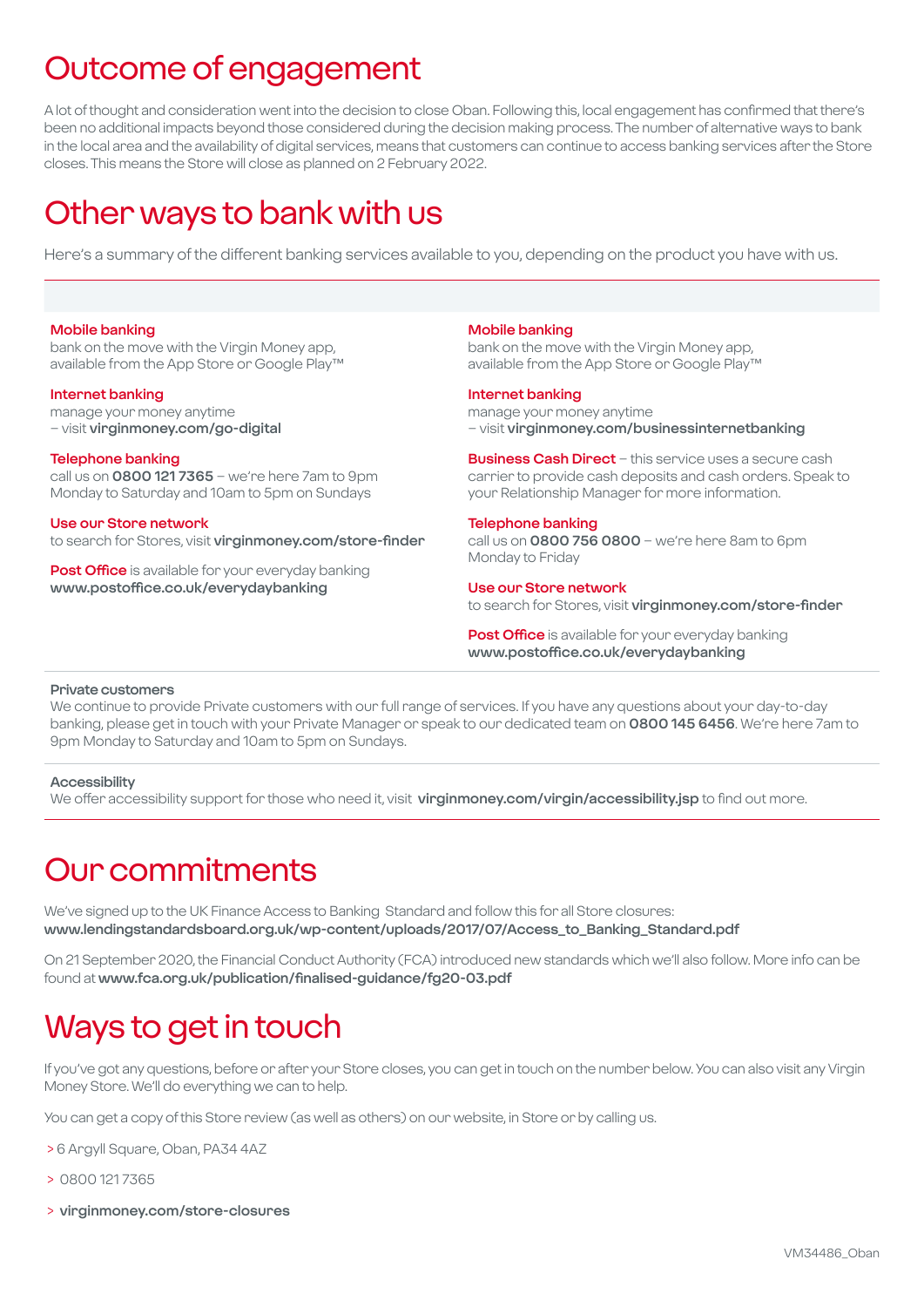# Outcome of engagement

A lot of thought and consideration went into the decision to close Oban. Following this, local engagement has confirmed that there's been no additional impacts beyond those considered during the decision making process. The number of alternative ways to bank in the local area and the availability of digital services, means that customers can continue to access banking services after the Store closes. This means the Store will close as planned on 2 February 2022.

# Other ways to bank with us

Here's a summary of the different banking services available to you, depending on the product you have with us.

**Mobile banking**
bank on the move with the Virgin Money app, available from the App Store or Google Play™

**Internet banking**
manage your money anytime – visit **virginmoney.com/go-digital**

**Telephone banking**
call us on **0800 121 7365** – we're here 7am to 9pm Monday to Saturday and 10am to 5pm on Sundays

**Use our Store network**
to search for Stores, visit **virginmoney.com/store-finder**

**Post Office** is available for your everyday banking **www.postoffice.co.uk/everydaybanking**

**Mobile banking**
bank on the move with the Virgin Money app, available from the App Store or Google Play™

**Internet banking**
manage your money anytime – visit **virginmoney.com/businessinternetbanking**

**Business Cash Direct** – this service uses a secure cash carrier to provide cash deposits and cash orders. Speak to your Relationship Manager for more information.

**Telephone banking**
call us on **0800 756 0800** – we're here 8am to 6pm Monday to Friday

**Use our Store network**
to search for Stores, visit **virginmoney.com/store-finder**

**Post Office** is available for your everyday banking **www.postoffice.co.uk/everydaybanking**

**Private customers**
We continue to provide Private customers with our full range of services. If you have any questions about your day-to-day banking, please get in touch with your Private Manager or speak to our dedicated team on **0800 145 6456**. We're here 7am to 9pm Monday to Saturday and 10am to 5pm on Sundays.

**Accessibility**
We offer accessibility support for those who need it, visit **virginmoney.com/virgin/accessibility.jsp** to find out more.

# Our commitments

We've signed up to the UK Finance Access to Banking Standard and follow this for all Store closures:
**www.lendingstandardsboard.org.uk/wp-content/uploads/2017/07/Access_to_Banking_Standard.pdf**

On 21 September 2020, the Financial Conduct Authority (FCA) introduced new standards which we'll also follow. More info can be found at **www.fca.org.uk/publication/finalised-guidance/fg20-03.pdf**

# Ways to get in touch

If you've got any questions, before or after your Store closes, you can get in touch on the number below. You can also visit any Virgin Money Store. We'll do everything we can to help.

You can get a copy of this Store review (as well as others) on our website, in Store or by calling us.

> 6 Argyll Square, Oban, PA34 4AZ

> 0800 121 7365

> **virginmoney.com/store-closures**

VM34486_Oban